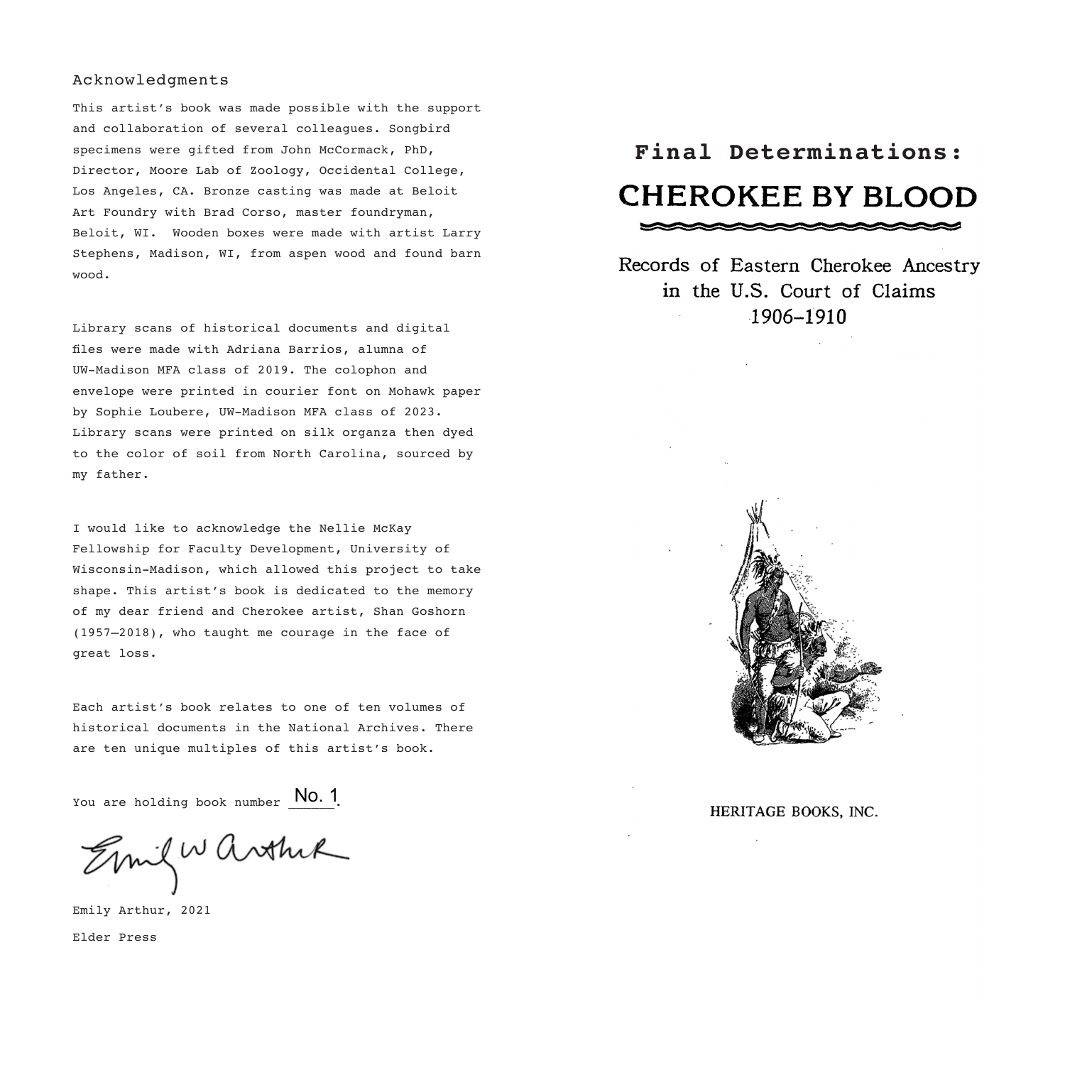## Acknowledgments

This artist's book was made possible with the support and collaboration of several colleagues. Songbird specimens were gifted from John McCormack, PhD, Director, Moore Lab of Zoology, Occidental College, Los Angeles, CA. Bronze casting was made at Beloit Art Foundry with Brad Corso, master foundryman, Beloit, WI. Wooden boxes were made with artist Larry Stephens, Madison, WI, from aspen wood and found barn wood.

Library scans of historical documents and digital files were made with Adriana Barrios, alumna of UW-Madison MFA class of 2019. The colophon and envelope were printed in courier font on Mohawk paper by Sophie Loubere, UW-Madison MFA class of 2023. Library scans were printed on silk organza then dyed to the color of soil from North Carolina, sourced by my father.

I would like to acknowledge the Nellie McKay Fellowship for Faculty Development, University of Wisconsin-Madison, which allowed this project to take shape. This artist's book is dedicated to the memory of my dear friend and Cherokee artist, Shan Goshorn (1957–2018), who taught me courage in the face of great loss.

Each artist's book relates to one of ten volumes of historical documents in the National Archives. There are ten unique multiples of this artist's book.

You are holding book number No. 1.

Emily W Arthur

Emily Arthur, 2021

Elder Press

# Final Determinations:

# CHEROKEE BY BLOOD

Records of Eastern Cherokee Ancestry in the U.S. Court of Claims 1906–1910

HERITAGE BOOKS, INC.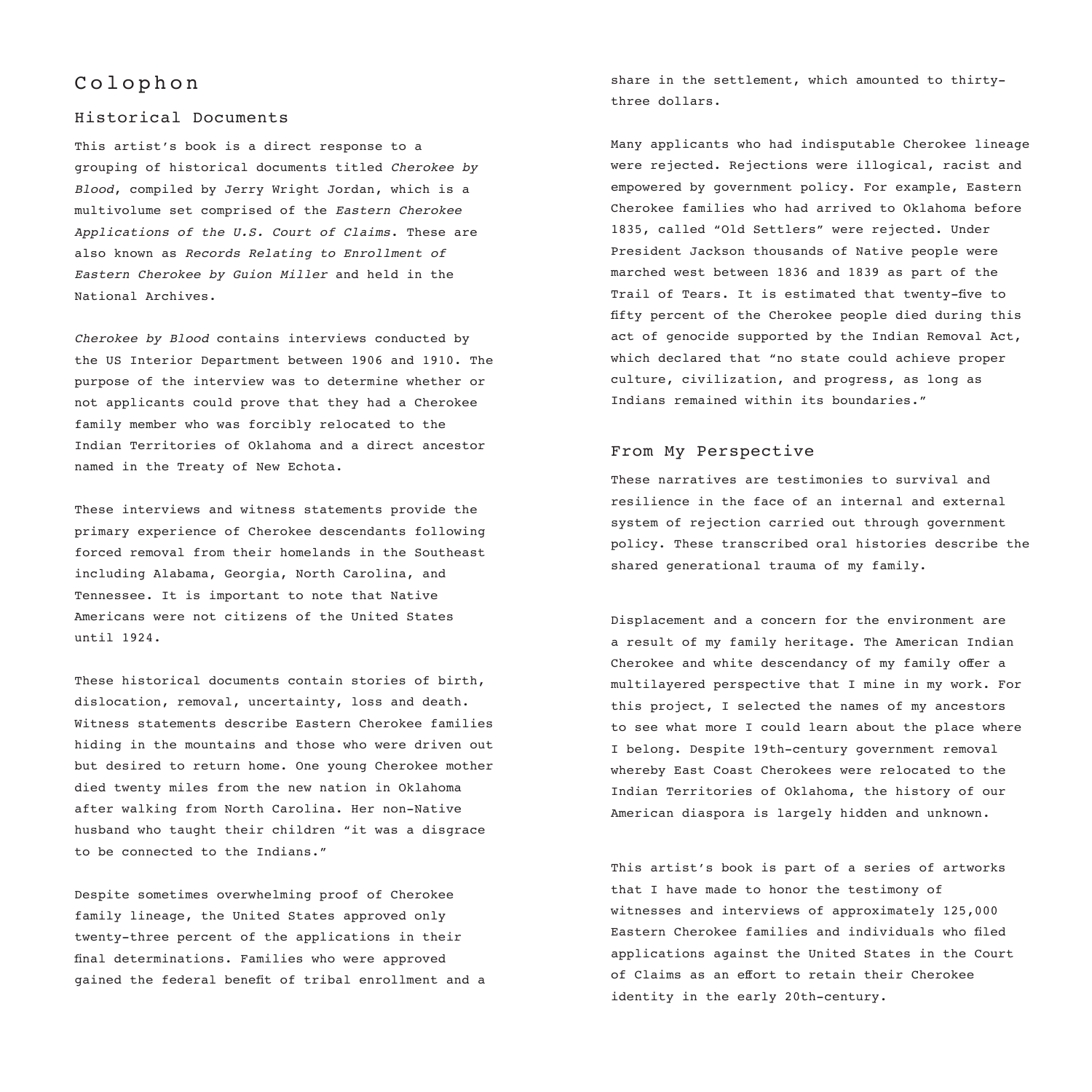# Colophon

## Historical Documents

This artist's book is a direct response to a grouping of historical documents titled *Cherokee by Blood*, compiled by Jerry Wright Jordan, which is a multivolume set comprised of the *Eastern Cherokee Applications of the U.S. Court of Claims*. These are also known as *Records Relating to Enrollment of Eastern Cherokee by Guion Miller* and held in the National Archives.

*Cherokee by Blood* contains interviews conducted by the US Interior Department between 1906 and 1910. The purpose of the interview was to determine whether or not applicants could prove that they had a Cherokee family member who was forcibly relocated to the Indian Territories of Oklahoma and a direct ancestor named in the Treaty of New Echota.

These interviews and witness statements provide the primary experience of Cherokee descendants following forced removal from their homelands in the Southeast including Alabama, Georgia, North Carolina, and Tennessee. It is important to note that Native Americans were not citizens of the United States until 1924.

These historical documents contain stories of birth, dislocation, removal, uncertainty, loss and death. Witness statements describe Eastern Cherokee families hiding in the mountains and those who were driven out but desired to return home. One young Cherokee mother died twenty miles from the new nation in Oklahoma after walking from North Carolina. Her non-Native husband who taught their children "it was a disgrace to be connected to the Indians."

Despite sometimes overwhelming proof of Cherokee family lineage, the United States approved only twenty-three percent of the applications in their final determinations. Families who were approved gained the federal benefit of tribal enrollment and a share in the settlement, which amounted to thirty-three dollars.

Many applicants who had indisputable Cherokee lineage were rejected. Rejections were illogical, racist and empowered by government policy. For example, Eastern Cherokee families who had arrived to Oklahoma before 1835, called "Old Settlers" were rejected. Under President Jackson thousands of Native people were marched west between 1836 and 1839 as part of the Trail of Tears. It is estimated that twenty-five to fifty percent of the Cherokee people died during this act of genocide supported by the Indian Removal Act, which declared that "no state could achieve proper culture, civilization, and progress, as long as Indians remained within its boundaries."

## From My Perspective

These narratives are testimonies to survival and resilience in the face of an internal and external system of rejection carried out through government policy. These transcribed oral histories describe the shared generational trauma of my family.

Displacement and a concern for the environment are a result of my family heritage. The American Indian Cherokee and white descendancy of my family offer a multilayered perspective that I mine in my work. For this project, I selected the names of my ancestors to see what more I could learn about the place where I belong. Despite 19th-century government removal whereby East Coast Cherokees were relocated to the Indian Territories of Oklahoma, the history of our American diaspora is largely hidden and unknown.

This artist's book is part of a series of artworks that I have made to honor the testimony of witnesses and interviews of approximately 125,000 Eastern Cherokee families and individuals who filed applications against the United States in the Court of Claims as an effort to retain their Cherokee identity in the early 20th-century.